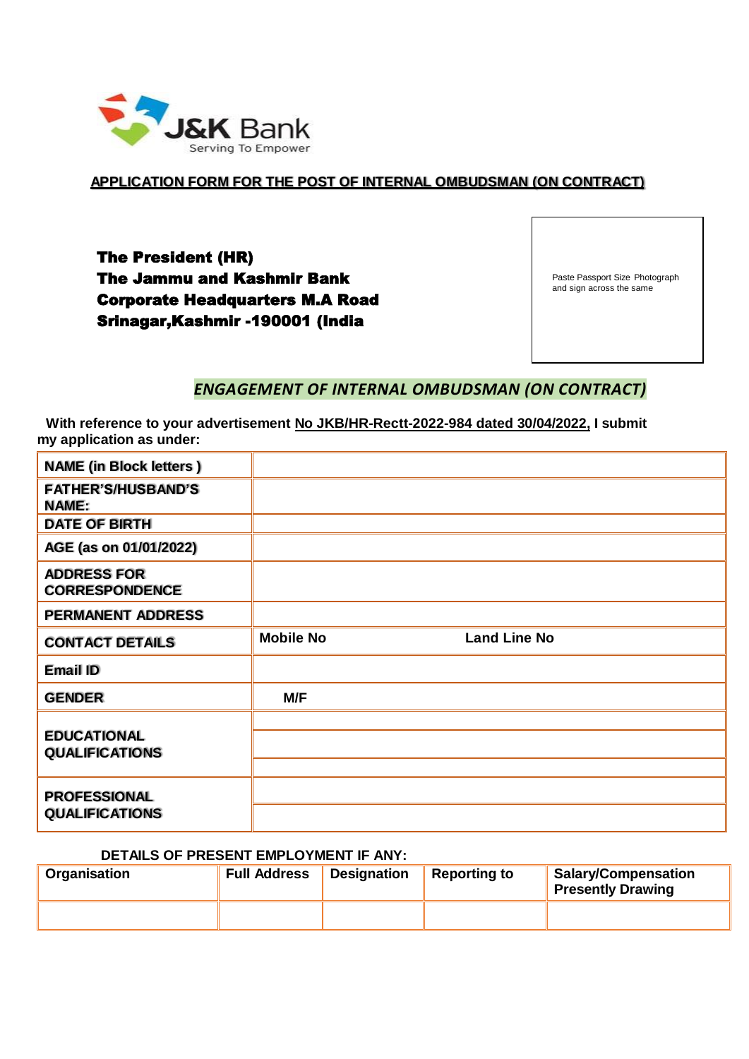J&K Bank
Serving To Empower

# APPLICATION FORM FOR THE POST OF INTERNAL OMBUDSMAN (ON CONTRACT)

**The President (HR)**
**The Jammu and Kashmir Bank**
**Corporate Headquarters M.A Road**
**Srinagar,Kashmir -190001 (India**

Paste Passport Size Photograph and sign across the same

## *ENGAGEMENT OF INTERNAL OMBUDSMAN (ON CONTRACT)*

**With reference to your advertisement No JKB/HR-Rectt-2022-984 dated 30/04/2022, I submit my application as under:**

| | | |
|---|---|---|
| **NAME (in Block letters )** | | |
| **FATHER'S/HUSBAND'S NAME:** | | |
| **DATE OF BIRTH** | | |
| **AGE (as on 01/01/2022)** | | |
| **ADDRESS FOR CORRESPONDENCE** | | |
| **PERMANENT ADDRESS** | | |
| **CONTACT DETAILS** | **Mobile No** | **Land Line No** |
| **Email ID** | | |
| **GENDER** | **M/F** | |
| **EDUCATIONAL QUALIFICATIONS** | | |
| | | |
| | | |
| **PROFESSIONAL QUALIFICATIONS** | | |
| | | |

**DETAILS OF PRESENT EMPLOYMENT IF ANY:**

| Organisation | Full Address | Designation | Reporting to | Salary/Compensation Presently Drawing |
|---|---|---|---|---|
| | | | | |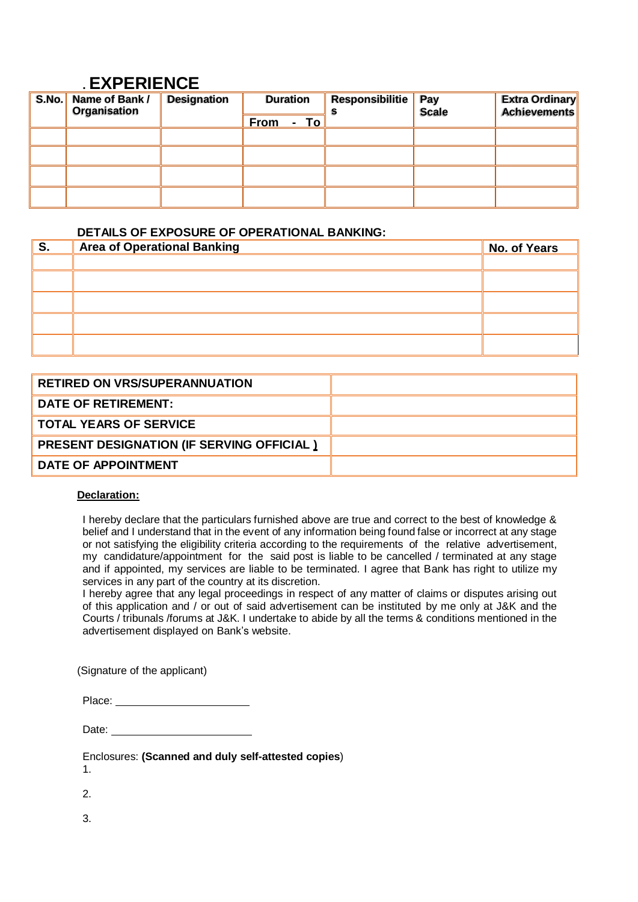## . EXPERIENCE

| S.No. | Name of Bank / Organisation | Designation | Duration From - To | Responsibilities | Pay Scale | Extra Ordinary Achievements |
|---|---|---|---|---|---|---|
| | | | | | | |
| | | | | | | |
| | | | | | | |
| | | | | | | |

**DETAILS OF EXPOSURE OF OPERATIONAL BANKING:**

| S. | Area of Operational Banking | No. of Years |
|---|---|---|
| | | |
| | | |
| | | |
| | | |
| | | |

| | |
|---|---|
| **RETIRED ON VRS/SUPERANNUATION** | |
| **DATE OF RETIREMENT:** | |
| **TOTAL YEARS OF SERVICE** | |
| **PRESENT DESIGNATION (IF SERVING OFFICIAL )** | |
| **DATE OF APPOINTMENT** | |

**Declaration:**

I hereby declare that the particulars furnished above are true and correct to the best of knowledge & belief and I understand that in the event of any information being found false or incorrect at any stage or not satisfying the eligibility criteria according to the requirements of the relative advertisement, my candidature/appointment for the said post is liable to be cancelled / terminated at any stage and if appointed, my services are liable to be terminated. I agree that Bank has right to utilize my services in any part of the country at its discretion.
I hereby agree that any legal proceedings in respect of any matter of claims or disputes arising out of this application and / or out of said advertisement can be instituted by me only at J&K and the Courts / tribunals /forums at J&K. I undertake to abide by all the terms & conditions mentioned in the advertisement displayed on Bank's website.

(Signature of the applicant)

Place: ____________________

Date: ____________________

Enclosures: **(Scanned and duly self-attested copies**)

1.

2.

3.